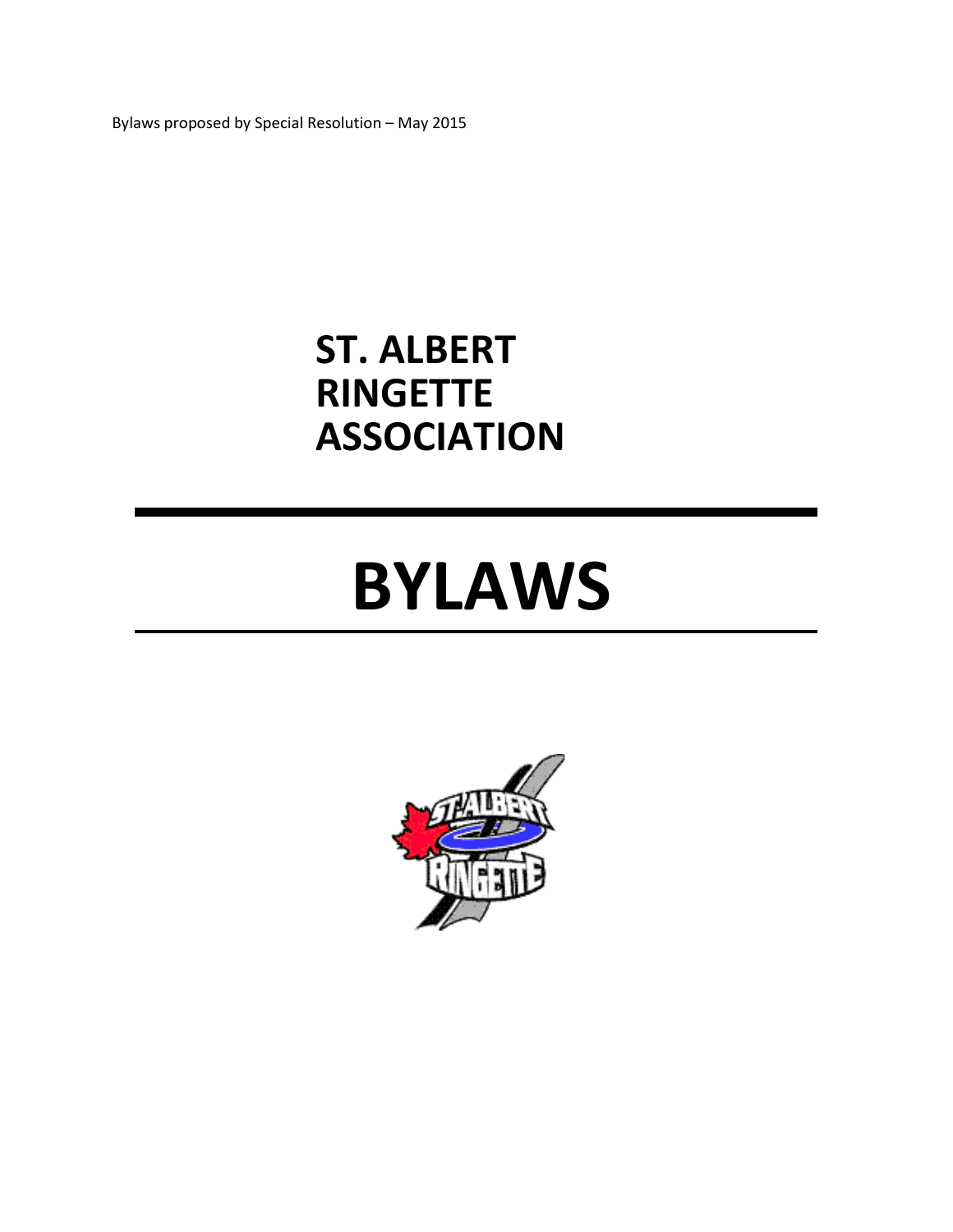Bylaws proposed by Special Resolution – May 2015

# ST. ALBERT RINGETTE ASSOCIATION

# BYLAWS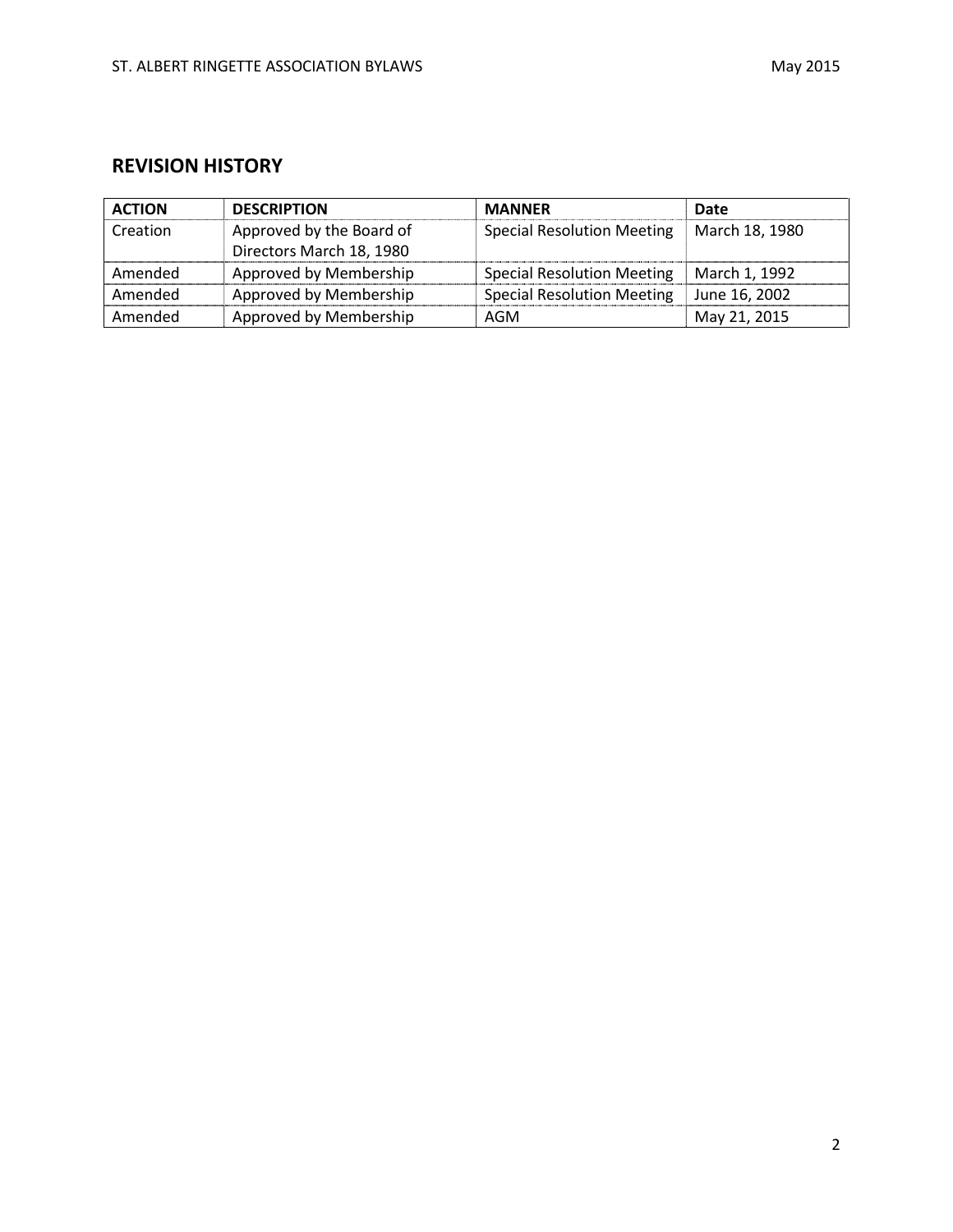## REVISION HISTORY

| ACTION | DESCRIPTION | MANNER | Date |
|---|---|---|---|
| Creation | Approved by the Board of Directors March 18, 1980 | Special Resolution Meeting | March 18, 1980 |
| Amended | Approved by Membership | Special Resolution Meeting | March 1, 1992 |
| Amended | Approved by Membership | Special Resolution Meeting | June 16, 2002 |
| Amended | Approved by Membership | AGM | May 21, 2015 |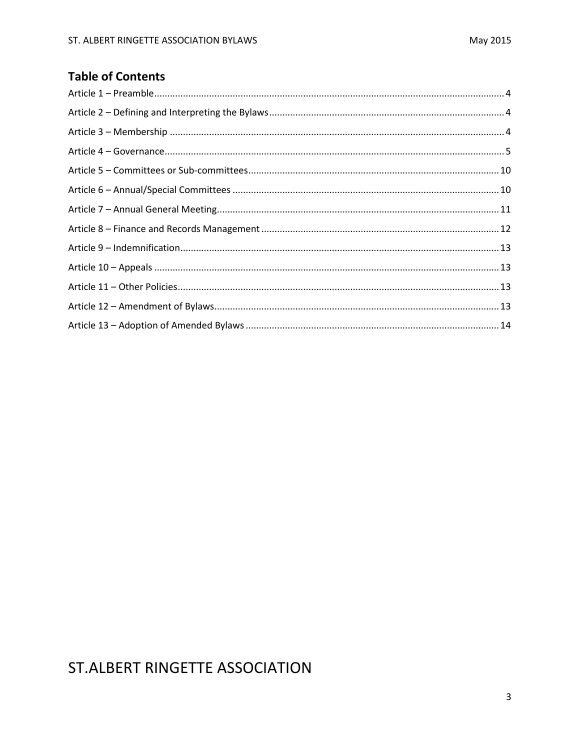## Table of Contents

Article 1 – Preamble.....4

Article 2 – Defining and Interpreting the Bylaws.....4

Article 3 – Membership.....4

Article 4 – Governance.....5

Article 5 – Committees or Sub-committees.....10

Article 6 – Annual/Special Committees.....10

Article 7 – Annual General Meeting.....11

Article 8 – Finance and Records Management.....12

Article 9 – Indemnification.....13

Article 10 – Appeals.....13

Article 11 – Other Policies.....13

Article 12 – Amendment of Bylaws.....13

Article 13 – Adoption of Amended Bylaws.....14

# ST.ALBERT RINGETTE ASSOCIATION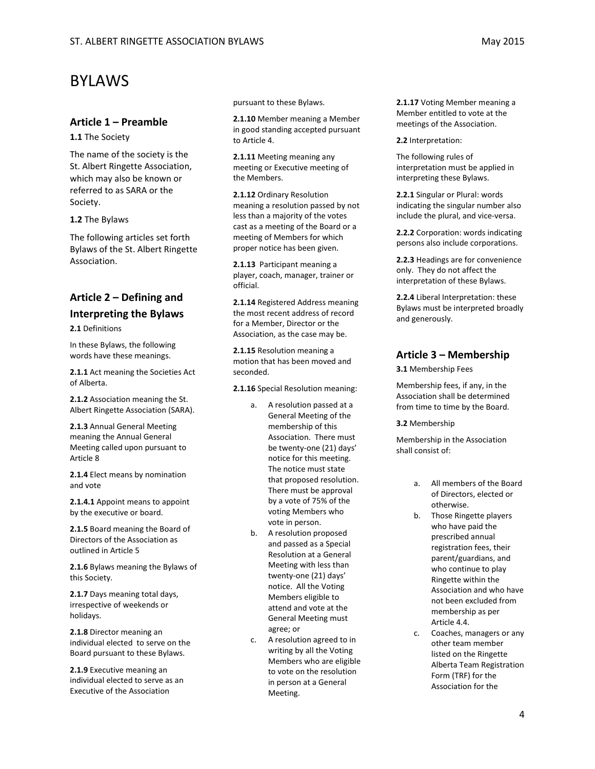# BYLAWS

## Article 1 – Preamble

**1.1** The Society

The name of the society is the St. Albert Ringette Association, which may also be known or referred to as SARA or the Society.

**1.2** The Bylaws

The following articles set forth Bylaws of the St. Albert Ringette Association.

## Article 2 – Defining and Interpreting the Bylaws

**2.1** Definitions

In these Bylaws, the following words have these meanings.

**2.1.1** Act meaning the Societies Act of Alberta.

**2.1.2** Association meaning the St. Albert Ringette Association (SARA).

**2.1.3** Annual General Meeting meaning the Annual General Meeting called upon pursuant to Article 8

**2.1.4** Elect means by nomination and vote

**2.1.4.1** Appoint means to appoint by the executive or board.

**2.1.5** Board meaning the Board of Directors of the Association as outlined in Article 5

**2.1.6** Bylaws meaning the Bylaws of this Society.

**2.1.7** Days meaning total days, irrespective of weekends or holidays.

**2.1.8** Director meaning an individual elected to serve on the Board pursuant to these Bylaws.

**2.1.9** Executive meaning an individual elected to serve as an Executive of the Association pursuant to these Bylaws.

**2.1.10** Member meaning a Member in good standing accepted pursuant to Article 4.

**2.1.11** Meeting meaning any meeting or Executive meeting of the Members.

**2.1.12** Ordinary Resolution meaning a resolution passed by not less than a majority of the votes cast as a meeting of the Board or a meeting of Members for which proper notice has been given.

**2.1.13** Participant meaning a player, coach, manager, trainer or official.

**2.1.14** Registered Address meaning the most recent address of record for a Member, Director or the Association, as the case may be.

**2.1.15** Resolution meaning a motion that has been moved and seconded.

**2.1.16** Special Resolution meaning:

a. A resolution passed at a General Meeting of the membership of this Association. There must be twenty-one (21) days' notice for this meeting. The notice must state that proposed resolution. There must be approval by a vote of 75% of the voting Members who vote in person.
b. A resolution proposed and passed as a Special Resolution at a General Meeting with less than twenty-one (21) days' notice. All the Voting Members eligible to attend and vote at the General Meeting must agree; or
c. A resolution agreed to in writing by all the Voting Members who are eligible to vote on the resolution in person at a General Meeting.

**2.1.17** Voting Member meaning a Member entitled to vote at the meetings of the Association.

**2.2** Interpretation:

The following rules of interpretation must be applied in interpreting these Bylaws.

**2.2.1** Singular or Plural: words indicating the singular number also include the plural, and vice-versa.

**2.2.2** Corporation: words indicating persons also include corporations.

**2.2.3** Headings are for convenience only. They do not affect the interpretation of these Bylaws.

**2.2.4** Liberal Interpretation: these Bylaws must be interpreted broadly and generously.

## Article 3 – Membership

**3.1** Membership Fees

Membership fees, if any, in the Association shall be determined from time to time by the Board.

**3.2** Membership

Membership in the Association shall consist of:

a. All members of the Board of Directors, elected or otherwise.
b. Those Ringette players who have paid the prescribed annual registration fees, their parent/guardians, and who continue to play Ringette within the Association and who have not been excluded from membership as per Article 4.4.
c. Coaches, managers or any other team member listed on the Ringette Alberta Team Registration Form (TRF) for the Association for the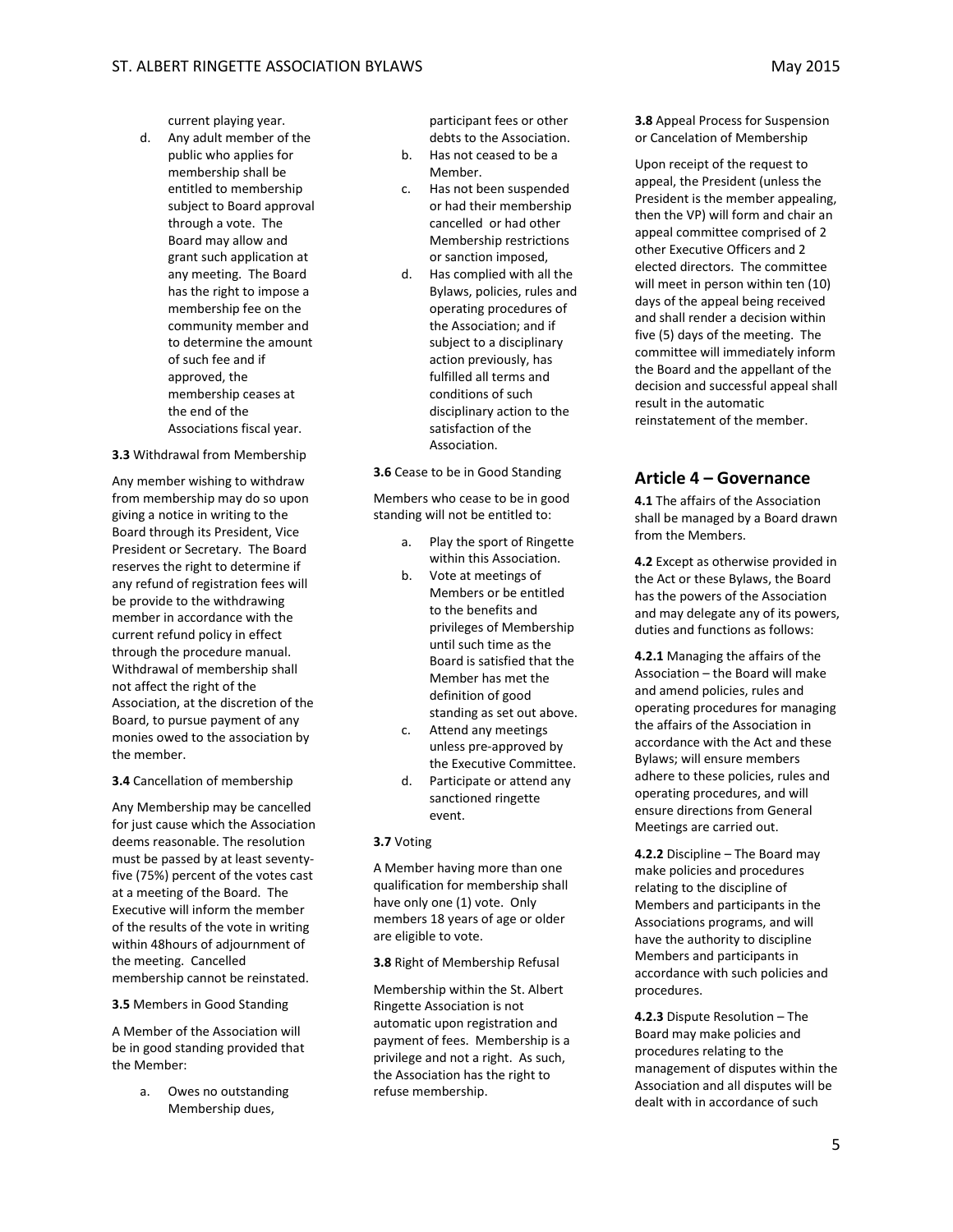current playing year.

d. Any adult member of the public who applies for membership shall be entitled to membership subject to Board approval through a vote. The Board may allow and grant such application at any meeting. The Board has the right to impose a membership fee on the community member and to determine the amount of such fee and if approved, the membership ceases at the end of the Associations fiscal year.

**3.3** Withdrawal from Membership

Any member wishing to withdraw from membership may do so upon giving a notice in writing to the Board through its President, Vice President or Secretary. The Board reserves the right to determine if any refund of registration fees will be provide to the withdrawing member in accordance with the current refund policy in effect through the procedure manual. Withdrawal of membership shall not affect the right of the Association, at the discretion of the Board, to pursue payment of any monies owed to the association by the member.

**3.4** Cancellation of membership

Any Membership may be cancelled for just cause which the Association deems reasonable. The resolution must be passed by at least seventy-five (75%) percent of the votes cast at a meeting of the Board. The Executive will inform the member of the results of the vote in writing within 48hours of adjournment of the meeting. Cancelled membership cannot be reinstated.

**3.5** Members in Good Standing

A Member of the Association will be in good standing provided that the Member:

a. Owes no outstanding Membership dues, participant fees or other debts to the Association.
b. Has not ceased to be a Member.
c. Has not been suspended or had their membership cancelled or had other Membership restrictions or sanction imposed,
d. Has complied with all the Bylaws, policies, rules and operating procedures of the Association; and if subject to a disciplinary action previously, has fulfilled all terms and conditions of such disciplinary action to the satisfaction of the Association.

**3.6** Cease to be in Good Standing

Members who cease to be in good standing will not be entitled to:

a. Play the sport of Ringette within this Association.
b. Vote at meetings of Members or be entitled to the benefits and privileges of Membership until such time as the Board is satisfied that the Member has met the definition of good standing as set out above.
c. Attend any meetings unless pre-approved by the Executive Committee.
d. Participate or attend any sanctioned ringette event.

**3.7** Voting

A Member having more than one qualification for membership shall have only one (1) vote. Only members 18 years of age or older are eligible to vote.

**3.8** Right of Membership Refusal

Membership within the St. Albert Ringette Association is not automatic upon registration and payment of fees. Membership is a privilege and not a right. As such, the Association has the right to refuse membership.

**3.8** Appeal Process for Suspension or Cancelation of Membership

Upon receipt of the request to appeal, the President (unless the President is the member appealing, then the VP) will form and chair an appeal committee comprised of 2 other Executive Officers and 2 elected directors. The committee will meet in person within ten (10) days of the appeal being received and shall render a decision within five (5) days of the meeting. The committee will immediately inform the Board and the appellant of the decision and successful appeal shall result in the automatic reinstatement of the member.

## Article 4 – Governance

**4.1** The affairs of the Association shall be managed by a Board drawn from the Members.

**4.2** Except as otherwise provided in the Act or these Bylaws, the Board has the powers of the Association and may delegate any of its powers, duties and functions as follows:

**4.2.1** Managing the affairs of the Association – the Board will make and amend policies, rules and operating procedures for managing the affairs of the Association in accordance with the Act and these Bylaws; will ensure members adhere to these policies, rules and operating procedures, and will ensure directions from General Meetings are carried out.

**4.2.2** Discipline – The Board may make policies and procedures relating to the discipline of Members and participants in the Associations programs, and will have the authority to discipline Members and participants in accordance with such policies and procedures.

**4.2.3** Dispute Resolution – The Board may make policies and procedures relating to the management of disputes within the Association and all disputes will be dealt with in accordance of such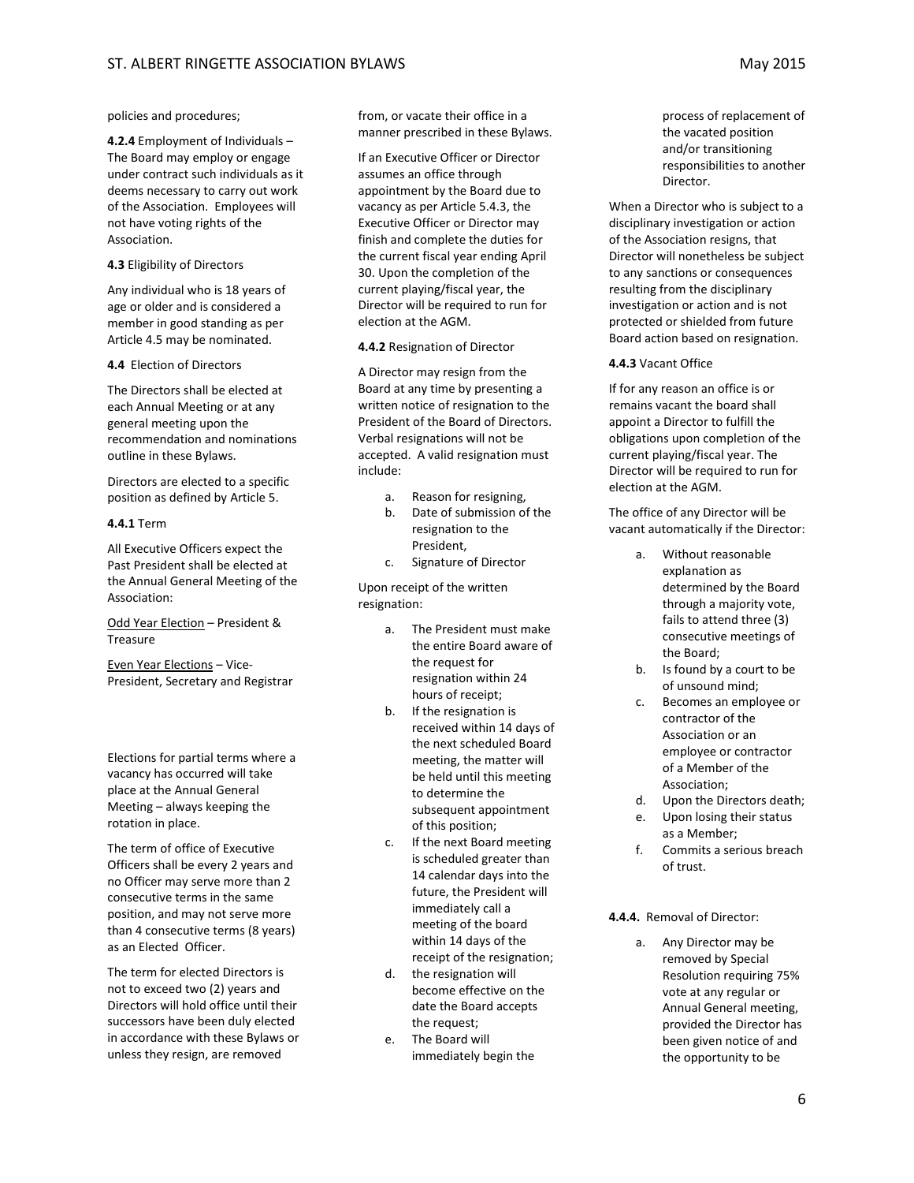policies and procedures;

**4.2.4** Employment of Individuals – The Board may employ or engage under contract such individuals as it deems necessary to carry out work of the Association. Employees will not have voting rights of the Association.

**4.3** Eligibility of Directors

Any individual who is 18 years of age or older and is considered a member in good standing as per Article 4.5 may be nominated.

**4.4** Election of Directors

The Directors shall be elected at each Annual Meeting or at any general meeting upon the recommendation and nominations outline in these Bylaws.

Directors are elected to a specific position as defined by Article 5.

**4.4.1** Term

All Executive Officers expect the Past President shall be elected at the Annual General Meeting of the Association:

Odd Year Election – President & Treasure

Even Year Elections – Vice-President, Secretary and Registrar

Elections for partial terms where a vacancy has occurred will take place at the Annual General Meeting – always keeping the rotation in place.

The term of office of Executive Officers shall be every 2 years and no Officer may serve more than 2 consecutive terms in the same position, and may not serve more than 4 consecutive terms (8 years) as an Elected Officer.

The term for elected Directors is not to exceed two (2) years and Directors will hold office until their successors have been duly elected in accordance with these Bylaws or unless they resign, are removed from, or vacate their office in a manner prescribed in these Bylaws.

If an Executive Officer or Director assumes an office through appointment by the Board due to vacancy as per Article 5.4.3, the Executive Officer or Director may finish and complete the duties for the current fiscal year ending April 30. Upon the completion of the current playing/fiscal year, the Director will be required to run for election at the AGM.

**4.4.2** Resignation of Director

A Director may resign from the Board at any time by presenting a written notice of resignation to the President of the Board of Directors. Verbal resignations will not be accepted. A valid resignation must include:

a. Reason for resigning,
b. Date of submission of the resignation to the President,
c. Signature of Director

Upon receipt of the written resignation:

a. The President must make the entire Board aware of the request for resignation within 24 hours of receipt;
b. If the resignation is received within 14 days of the next scheduled Board meeting, the matter will be held until this meeting to determine the subsequent appointment of this position;
c. If the next Board meeting is scheduled greater than 14 calendar days into the future, the President will immediately call a meeting of the board within 14 days of the receipt of the resignation;
d. the resignation will become effective on the date the Board accepts the request;
e. The Board will immediately begin the process of replacement of the vacated position and/or transitioning responsibilities to another Director.

When a Director who is subject to a disciplinary investigation or action of the Association resigns, that Director will nonetheless be subject to any sanctions or consequences resulting from the disciplinary investigation or action and is not protected or shielded from future Board action based on resignation.

**4.4.3** Vacant Office

If for any reason an office is or remains vacant the board shall appoint a Director to fulfill the obligations upon completion of the current playing/fiscal year. The Director will be required to run for election at the AGM.

The office of any Director will be vacant automatically if the Director:

a. Without reasonable explanation as determined by the Board through a majority vote, fails to attend three (3) consecutive meetings of the Board;
b. Is found by a court to be of unsound mind;
c. Becomes an employee or contractor of the Association or an employee or contractor of a Member of the Association;
d. Upon the Directors death;
e. Upon losing their status as a Member;
f. Commits a serious breach of trust.

**4.4.4.** Removal of Director:

a. Any Director may be removed by Special Resolution requiring 75% vote at any regular or Annual General meeting, provided the Director has been given notice of and the opportunity to be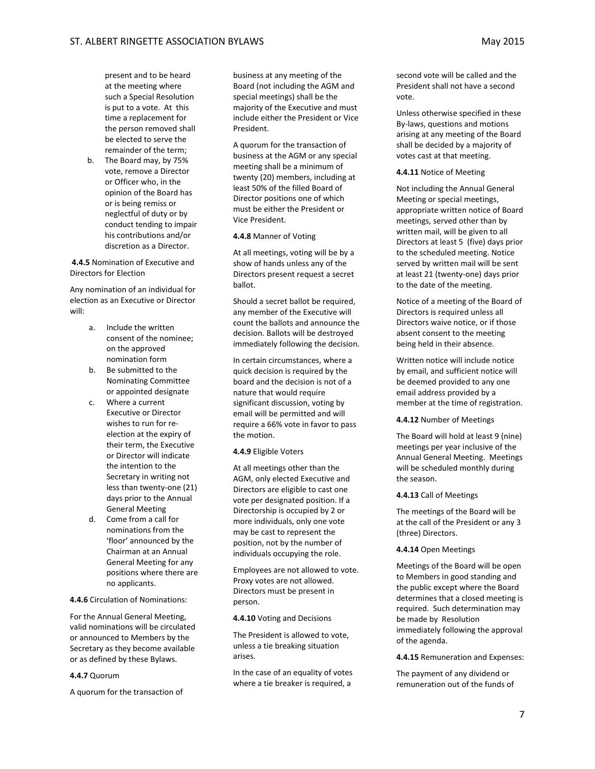present and to be heard at the meeting where such a Special Resolution is put to a vote. At this time a replacement for the person removed shall be elected to serve the remainder of the term;

b. The Board may, by 75% vote, remove a Director or Officer who, in the opinion of the Board has or is being remiss or neglectful of duty or by conduct tending to impair his contributions and/or discretion as a Director.

**4.4.5** Nomination of Executive and Directors for Election

Any nomination of an individual for election as an Executive or Director will:

a. Include the written consent of the nominee; on the approved nomination form
b. Be submitted to the Nominating Committee or appointed designate
c. Where a current Executive or Director wishes to run for re-election at the expiry of their term, the Executive or Director will indicate the intention to the Secretary in writing not less than twenty-one (21) days prior to the Annual General Meeting
d. Come from a call for nominations from the 'floor' announced by the Chairman at an Annual General Meeting for any positions where there are no applicants.

**4.4.6** Circulation of Nominations:

For the Annual General Meeting, valid nominations will be circulated or announced to Members by the Secretary as they become available or as defined by these Bylaws.

**4.4.7** Quorum

A quorum for the transaction of business at any meeting of the Board (not including the AGM and special meetings) shall be the majority of the Executive and must include either the President or Vice President.

A quorum for the transaction of business at the AGM or any special meeting shall be a minimum of twenty (20) members, including at least 50% of the filled Board of Director positions one of which must be either the President or Vice President.

**4.4.8** Manner of Voting

At all meetings, voting will be by a show of hands unless any of the Directors present request a secret ballot.

Should a secret ballot be required, any member of the Executive will count the ballots and announce the decision. Ballots will be destroyed immediately following the decision.

In certain circumstances, where a quick decision is required by the board and the decision is not of a nature that would require significant discussion, voting by email will be permitted and will require a 66% vote in favor to pass the motion.

**4.4.9** Eligible Voters

At all meetings other than the AGM, only elected Executive and Directors are eligible to cast one vote per designated position. If a Directorship is occupied by 2 or more individuals, only one vote may be cast to represent the position, not by the number of individuals occupying the role.

Employees are not allowed to vote. Proxy votes are not allowed. Directors must be present in person.

**4.4.10** Voting and Decisions

The President is allowed to vote, unless a tie breaking situation arises.

In the case of an equality of votes where a tie breaker is required, a second vote will be called and the President shall not have a second vote.

Unless otherwise specified in these By-laws, questions and motions arising at any meeting of the Board shall be decided by a majority of votes cast at that meeting.

**4.4.11** Notice of Meeting

Not including the Annual General Meeting or special meetings, appropriate written notice of Board meetings, served other than by written mail, will be given to all Directors at least 5 (five) days prior to the scheduled meeting. Notice served by written mail will be sent at least 21 (twenty-one) days prior to the date of the meeting.

Notice of a meeting of the Board of Directors is required unless all Directors waive notice, or if those absent consent to the meeting being held in their absence.

Written notice will include notice by email, and sufficient notice will be deemed provided to any one email address provided by a member at the time of registration.

**4.4.12** Number of Meetings

The Board will hold at least 9 (nine) meetings per year inclusive of the Annual General Meeting. Meetings will be scheduled monthly during the season.

**4.4.13** Call of Meetings

The meetings of the Board will be at the call of the President or any 3 (three) Directors.

**4.4.14** Open Meetings

Meetings of the Board will be open to Members in good standing and the public except where the Board determines that a closed meeting is required. Such determination may be made by Resolution immediately following the approval of the agenda.

**4.4.15** Remuneration and Expenses:

The payment of any dividend or remuneration out of the funds of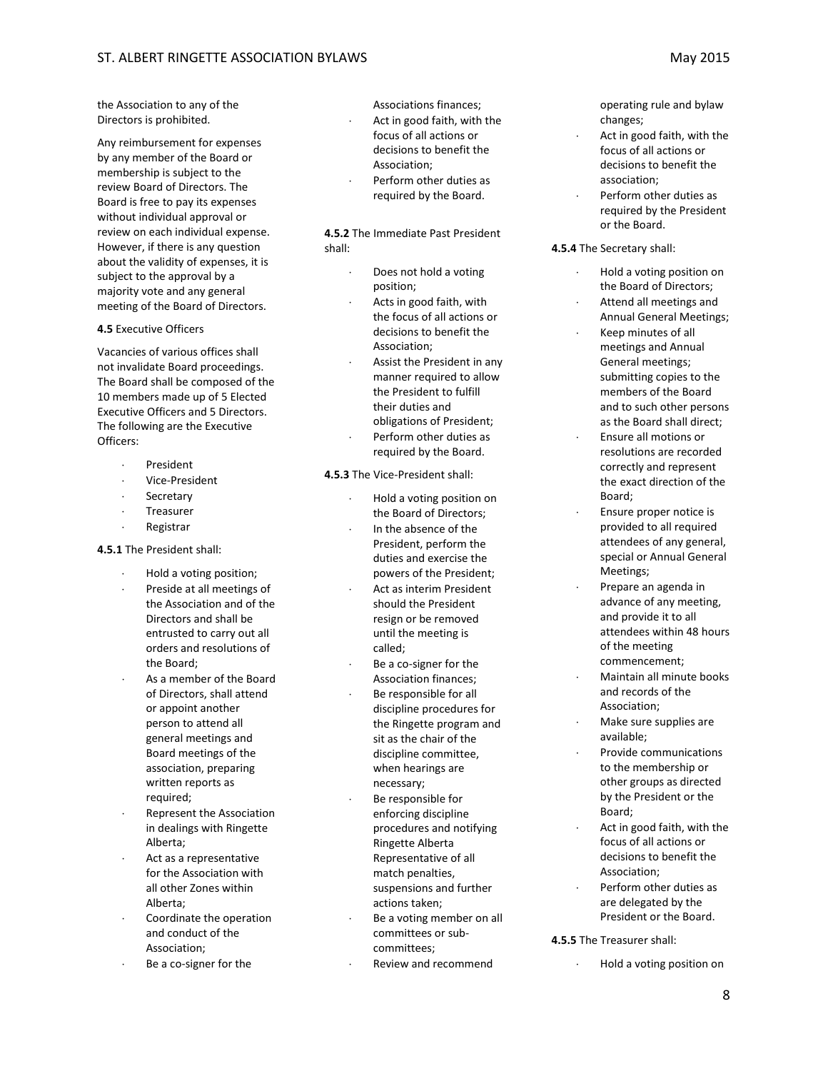the Association to any of the Directors is prohibited.

Any reimbursement for expenses by any member of the Board or membership is subject to the review Board of Directors. The Board is free to pay its expenses without individual approval or review on each individual expense. However, if there is any question about the validity of expenses, it is subject to the approval by a majority vote and any general meeting of the Board of Directors.

**4.5** Executive Officers

Vacancies of various offices shall not invalidate Board proceedings. The Board shall be composed of the 10 members made up of 5 Elected Executive Officers and 5 Directors. The following are the Executive Officers:

- President
- Vice-President
- Secretary
- Treasurer
- Registrar

**4.5.1** The President shall:

- Hold a voting position;
- Preside at all meetings of the Association and of the Directors and shall be entrusted to carry out all orders and resolutions of the Board;
- As a member of the Board of Directors, shall attend or appoint another person to attend all general meetings and Board meetings of the association, preparing written reports as required;
- Represent the Association in dealings with Ringette Alberta;
- Act as a representative for the Association with all other Zones within Alberta;
- Coordinate the operation and conduct of the Association;
- Be a co-signer for the Associations finances;
- Act in good faith, with the focus of all actions or decisions to benefit the Association;
- Perform other duties as required by the Board.

**4.5.2** The Immediate Past President shall:

- Does not hold a voting position;
- Acts in good faith, with the focus of all actions or decisions to benefit the Association;
- Assist the President in any manner required to allow the President to fulfill their duties and obligations of President;
- Perform other duties as required by the Board.

**4.5.3** The Vice-President shall:

- Hold a voting position on the Board of Directors;
- In the absence of the President, perform the duties and exercise the powers of the President;
- Act as interim President should the President resign or be removed until the meeting is called;
- Be a co-signer for the Association finances;
- Be responsible for all discipline procedures for the Ringette program and sit as the chair of the discipline committee, when hearings are necessary;
- Be responsible for enforcing discipline procedures and notifying Ringette Alberta Representative of all match penalties, suspensions and further actions taken;
- Be a voting member on all committees or sub-committees;
- Review and recommend operating rule and bylaw changes;
- Act in good faith, with the focus of all actions or decisions to benefit the association;
- Perform other duties as required by the President or the Board.

**4.5.4** The Secretary shall:

- Hold a voting position on the Board of Directors;
- Attend all meetings and Annual General Meetings;
- Keep minutes of all meetings and Annual General meetings; submitting copies to the members of the Board and to such other persons as the Board shall direct;
- Ensure all motions or resolutions are recorded correctly and represent the exact direction of the Board;
- Ensure proper notice is provided to all required attendees of any general, special or Annual General Meetings;
- Prepare an agenda in advance of any meeting, and provide it to all attendees within 48 hours of the meeting commencement;
- Maintain all minute books and records of the Association;
- Make sure supplies are available;
- Provide communications to the membership or other groups as directed by the President or the Board;
- Act in good faith, with the focus of all actions or decisions to benefit the Association;
- Perform other duties as are delegated by the President or the Board.

**4.5.5** The Treasurer shall:

- Hold a voting position on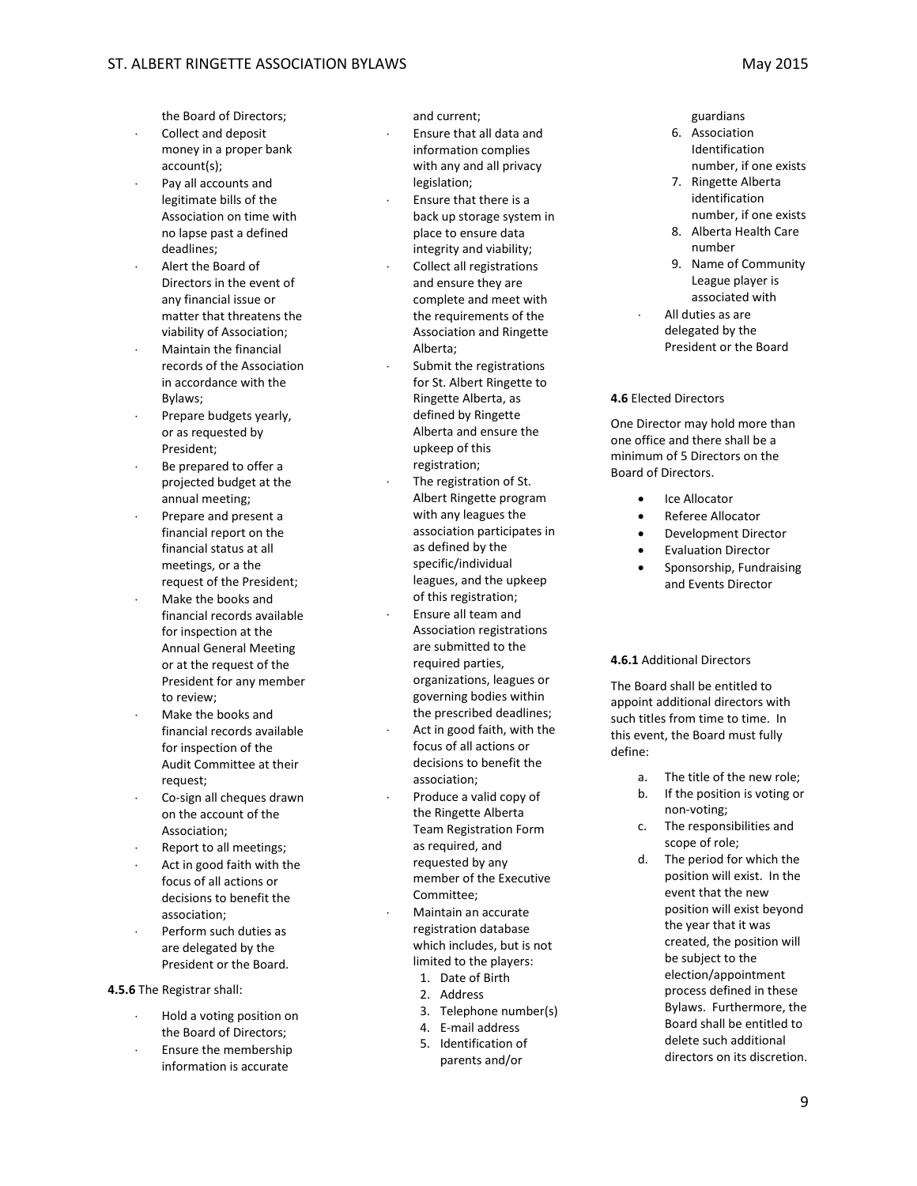the Board of Directors;

- Collect and deposit money in a proper bank account(s);
- Pay all accounts and legitimate bills of the Association on time with no lapse past a defined deadlines;
- Alert the Board of Directors in the event of any financial issue or matter that threatens the viability of Association;
- Maintain the financial records of the Association in accordance with the Bylaws;
- Prepare budgets yearly, or as requested by President;
- Be prepared to offer a projected budget at the annual meeting;
- Prepare and present a financial report on the financial status at all meetings, or a the request of the President;
- Make the books and financial records available for inspection at the Annual General Meeting or at the request of the President for any member to review;
- Make the books and financial records available for inspection of the Audit Committee at their request;
- Co-sign all cheques drawn on the account of the Association;
- Report to all meetings;
- Act in good faith with the focus of all actions or decisions to benefit the association;
- Perform such duties as are delegated by the President or the Board.

**4.5.6** The Registrar shall:

- Hold a voting position on the Board of Directors;
- Ensure the membership information is accurate and current;
- Ensure that all data and information complies with any and all privacy legislation;
- Ensure that there is a back up storage system in place to ensure data integrity and viability;
- Collect all registrations and ensure they are complete and meet with the requirements of the Association and Ringette Alberta;
- Submit the registrations for St. Albert Ringette to Ringette Alberta, as defined by Ringette Alberta and ensure the upkeep of this registration;
- The registration of St. Albert Ringette program with any leagues the association participates in as defined by the specific/individual leagues, and the upkeep of this registration;
- Ensure all team and Association registrations are submitted to the required parties, organizations, leagues or governing bodies within the prescribed deadlines;
- Act in good faith, with the focus of all actions or decisions to benefit the association;
- Produce a valid copy of the Ringette Alberta Team Registration Form as required, and requested by any member of the Executive Committee;
- Maintain an accurate registration database which includes, but is not limited to the players:
  1. Date of Birth
  2. Address
  3. Telephone number(s)
  4. E-mail address
  5. Identification of parents and/or guardians
  6. Association Identification number, if one exists
  7. Ringette Alberta identification number, if one exists
  8. Alberta Health Care number
  9. Name of Community League player is associated with
- All duties as are delegated by the President or the Board

**4.6** Elected Directors

One Director may hold more than one office and there shall be a minimum of 5 Directors on the Board of Directors.

- Ice Allocator
- Referee Allocator
- Development Director
- Evaluation Director
- Sponsorship, Fundraising and Events Director

**4.6.1** Additional Directors

The Board shall be entitled to appoint additional directors with such titles from time to time. In this event, the Board must fully define:

a. The title of the new role;
b. If the position is voting or non-voting;
c. The responsibilities and scope of role;
d. The period for which the position will exist. In the event that the new position will exist beyond the year that it was created, the position will be subject to the election/appointment process defined in these Bylaws. Furthermore, the Board shall be entitled to delete such additional directors on its discretion.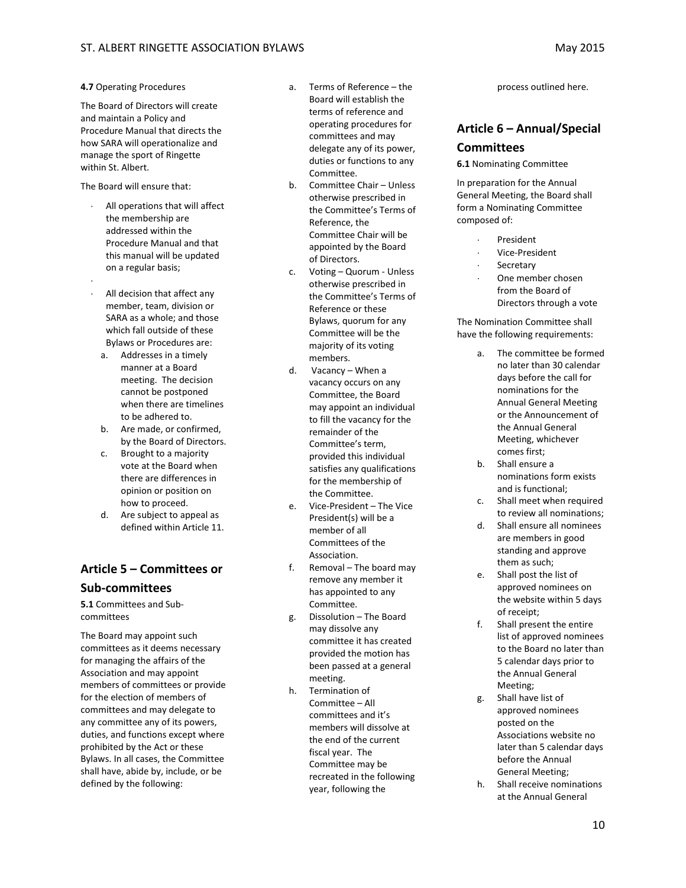**4.7** Operating Procedures

The Board of Directors will create and maintain a Policy and Procedure Manual that directs the how SARA will operationalize and manage the sport of Ringette within St. Albert.

The Board will ensure that:

- All operations that will affect the membership are addressed within the Procedure Manual and that this manual will be updated on a regular basis;
- All decision that affect any member, team, division or SARA as a whole; and those which fall outside of these Bylaws or Procedures are:
  a. Addresses in a timely manner at a Board meeting. The decision cannot be postponed when there are timelines to be adhered to.
  b. Are made, or confirmed, by the Board of Directors.
  c. Brought to a majority vote at the Board when there are differences in opinion or position on how to proceed.
  d. Are subject to appeal as defined within Article 11.

## Article 5 – Committees or Sub-committees

**5.1** Committees and Sub-committees

The Board may appoint such committees as it deems necessary for managing the affairs of the Association and may appoint members of committees or provide for the election of members of committees and may delegate to any committee any of its powers, duties, and functions except where prohibited by the Act or these Bylaws. In all cases, the Committee shall have, abide by, include, or be defined by the following:

a. Terms of Reference – the Board will establish the terms of reference and operating procedures for committees and may delegate any of its power, duties or functions to any Committee.
b. Committee Chair – Unless otherwise prescribed in the Committee's Terms of Reference, the Committee Chair will be appointed by the Board of Directors.
c. Voting – Quorum - Unless otherwise prescribed in the Committee's Terms of Reference or these Bylaws, quorum for any Committee will be the majority of its voting members.
d. Vacancy – When a vacancy occurs on any Committee, the Board may appoint an individual to fill the vacancy for the remainder of the Committee's term, provided this individual satisfies any qualifications for the membership of the Committee.
e. Vice-President – The Vice President(s) will be a member of all Committees of the Association.
f. Removal – The board may remove any member it has appointed to any Committee.
g. Dissolution – The Board may dissolve any committee it has created provided the motion has been passed at a general meeting.
h. Termination of Committee – All committees and it's members will dissolve at the end of the current fiscal year. The Committee may be recreated in the following year, following the process outlined here.

## Article 6 – Annual/Special Committees

**6.1** Nominating Committee

In preparation for the Annual General Meeting, the Board shall form a Nominating Committee composed of:

- President
- Vice-President
- Secretary
- One member chosen from the Board of Directors through a vote

The Nomination Committee shall have the following requirements:

a. The committee be formed no later than 30 calendar days before the call for nominations for the Annual General Meeting or the Announcement of the Annual General Meeting, whichever comes first;
b. Shall ensure a nominations form exists and is functional;
c. Shall meet when required to review all nominations;
d. Shall ensure all nominees are members in good standing and approve them as such;
e. Shall post the list of approved nominees on the website within 5 days of receipt;
f. Shall present the entire list of approved nominees to the Board no later than 5 calendar days prior to the Annual General Meeting;
g. Shall have list of approved nominees posted on the Associations website no later than 5 calendar days before the Annual General Meeting;
h. Shall receive nominations at the Annual General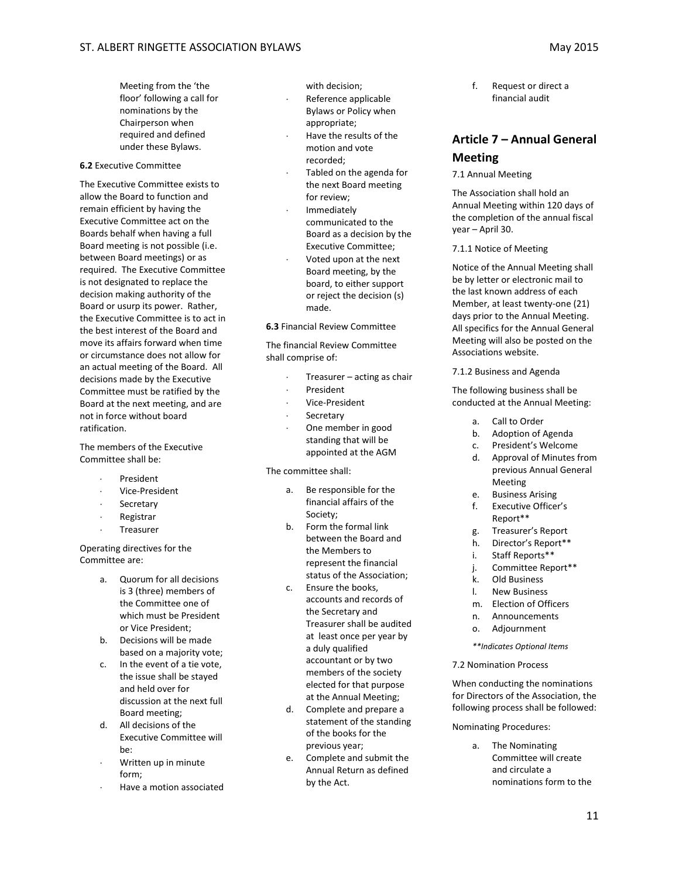Meeting from the 'the floor' following a call for nominations by the Chairperson when required and defined under these Bylaws.

**6.2** Executive Committee

The Executive Committee exists to allow the Board to function and remain efficient by having the Executive Committee act on the Boards behalf when having a full Board meeting is not possible (i.e. between Board meetings) or as required. The Executive Committee is not designated to replace the decision making authority of the Board or usurp its power. Rather, the Executive Committee is to act in the best interest of the Board and move its affairs forward when time or circumstance does not allow for an actual meeting of the Board. All decisions made by the Executive Committee must be ratified by the Board at the next meeting, and are not in force without board ratification.

The members of the Executive Committee shall be:

- President
- Vice-President
- Secretary
- Registrar
- Treasurer

Operating directives for the Committee are:

a. Quorum for all decisions is 3 (three) members of the Committee one of which must be President or Vice President;
b. Decisions will be made based on a majority vote;
c. In the event of a tie vote, the issue shall be stayed and held over for discussion at the next full Board meeting;
d. All decisions of the Executive Committee will be:
   - Written up in minute form;
   - Have a motion associated with decision;
   - Reference applicable Bylaws or Policy when appropriate;
   - Have the results of the motion and vote recorded;
   - Tabled on the agenda for the next Board meeting for review;
   - Immediately communicated to the Board as a decision by the Executive Committee;
   - Voted upon at the next Board meeting, by the board, to either support or reject the decision (s) made.

**6.3** Financial Review Committee

The financial Review Committee shall comprise of:

- Treasurer – acting as chair
- President
- Vice-President
- Secretary
- One member in good standing that will be appointed at the AGM

The committee shall:

a. Be responsible for the financial affairs of the Society;
b. Form the formal link between the Board and the Members to represent the financial status of the Association;
c. Ensure the books, accounts and records of the Secretary and Treasurer shall be audited at least once per year by a duly qualified accountant or by two members of the society elected for that purpose at the Annual Meeting;
d. Complete and prepare a statement of the standing of the books for the previous year;
e. Complete and submit the Annual Return as defined by the Act.
f. Request or direct a financial audit

## Article 7 – Annual General Meeting

7.1 Annual Meeting

The Association shall hold an Annual Meeting within 120 days of the completion of the annual fiscal year – April 30.

7.1.1 Notice of Meeting

Notice of the Annual Meeting shall be by letter or electronic mail to the last known address of each Member, at least twenty-one (21) days prior to the Annual Meeting. All specifics for the Annual General Meeting will also be posted on the Associations website.

7.1.2 Business and Agenda

The following business shall be conducted at the Annual Meeting:

a. Call to Order
b. Adoption of Agenda
c. President's Welcome
d. Approval of Minutes from previous Annual General Meeting
e. Business Arising
f. Executive Officer's Report**
g. Treasurer's Report
h. Director's Report**
i. Staff Reports**
j. Committee Report**
k. Old Business
l. New Business
m. Election of Officers
n. Announcements
o. Adjournment

*\*\*Indicates Optional Items*

7.2 Nomination Process

When conducting the nominations for Directors of the Association, the following process shall be followed:

Nominating Procedures:

a. The Nominating Committee will create and circulate a nominations form to the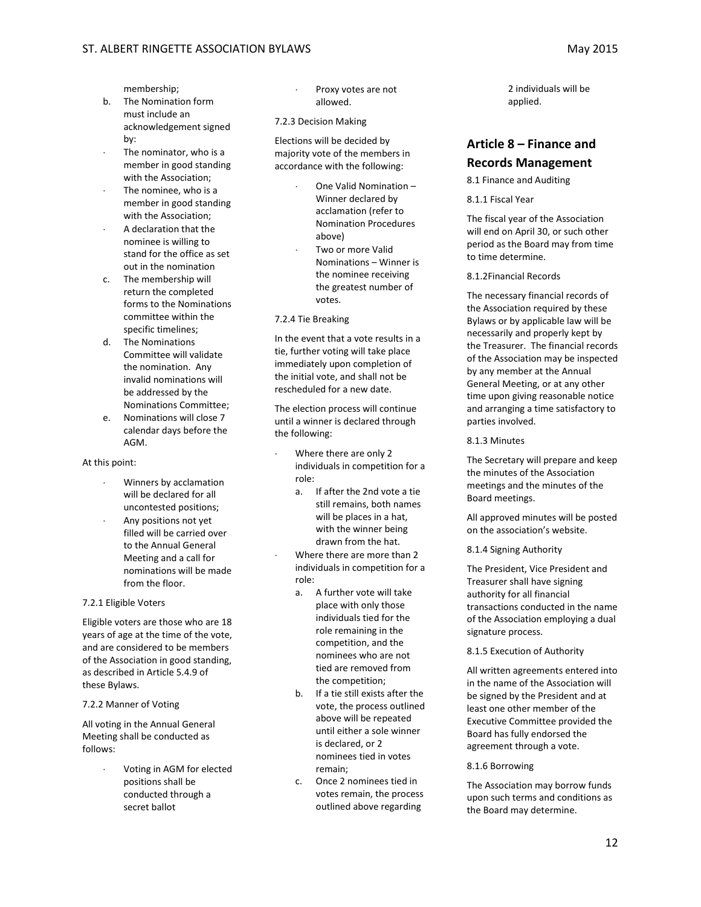membership;

b. The Nomination form must include an acknowledgement signed by:
   - The nominator, who is a member in good standing with the Association;
   - The nominee, who is a member in good standing with the Association;
   - A declaration that the nominee is willing to stand for the office as set out in the nomination
c. The membership will return the completed forms to the Nominations committee within the specific timelines;
d. The Nominations Committee will validate the nomination. Any invalid nominations will be addressed by the Nominations Committee;
e. Nominations will close 7 calendar days before the AGM.

At this point:

- Winners by acclamation will be declared for all uncontested positions;
- Any positions not yet filled will be carried over to the Annual General Meeting and a call for nominations will be made from the floor.

7.2.1 Eligible Voters

Eligible voters are those who are 18 years of age at the time of the vote, and are considered to be members of the Association in good standing, as described in Article 5.4.9 of these Bylaws.

7.2.2 Manner of Voting

All voting in the Annual General Meeting shall be conducted as follows:

- Voting in AGM for elected positions shall be conducted through a secret ballot
- Proxy votes are not allowed.

7.2.3 Decision Making

Elections will be decided by majority vote of the members in accordance with the following:

- One Valid Nomination – Winner declared by acclamation (refer to Nomination Procedures above)
- Two or more Valid Nominations – Winner is the nominee receiving the greatest number of votes.

7.2.4 Tie Breaking

In the event that a vote results in a tie, further voting will take place immediately upon completion of the initial vote, and shall not be rescheduled for a new date.

The election process will continue until a winner is declared through the following:

- Where there are only 2 individuals in competition for a role:
  a. If after the 2nd vote a tie still remains, both names will be places in a hat, with the winner being drawn from the hat.
- Where there are more than 2 individuals in competition for a role:
  a. A further vote will take place with only those individuals tied for the role remaining in the competition, and the nominees who are not tied are removed from the competition;
  b. If a tie still exists after the vote, the process outlined above will be repeated until either a sole winner is declared, or 2 nominees tied in votes remain;
  c. Once 2 nominees tied in votes remain, the process outlined above regarding 2 individuals will be applied.

## Article 8 – Finance and Records Management

8.1 Finance and Auditing

8.1.1 Fiscal Year

The fiscal year of the Association will end on April 30, or such other period as the Board may from time to time determine.

8.1.2Financial Records

The necessary financial records of the Association required by these Bylaws or by applicable law will be necessarily and properly kept by the Treasurer. The financial records of the Association may be inspected by any member at the Annual General Meeting, or at any other time upon giving reasonable notice and arranging a time satisfactory to parties involved.

8.1.3 Minutes

The Secretary will prepare and keep the minutes of the Association meetings and the minutes of the Board meetings.

All approved minutes will be posted on the association's website.

8.1.4 Signing Authority

The President, Vice President and Treasurer shall have signing authority for all financial transactions conducted in the name of the Association employing a dual signature process.

8.1.5 Execution of Authority

All written agreements entered into in the name of the Association will be signed by the President and at least one other member of the Executive Committee provided the Board has fully endorsed the agreement through a vote.

8.1.6 Borrowing

The Association may borrow funds upon such terms and conditions as the Board may determine.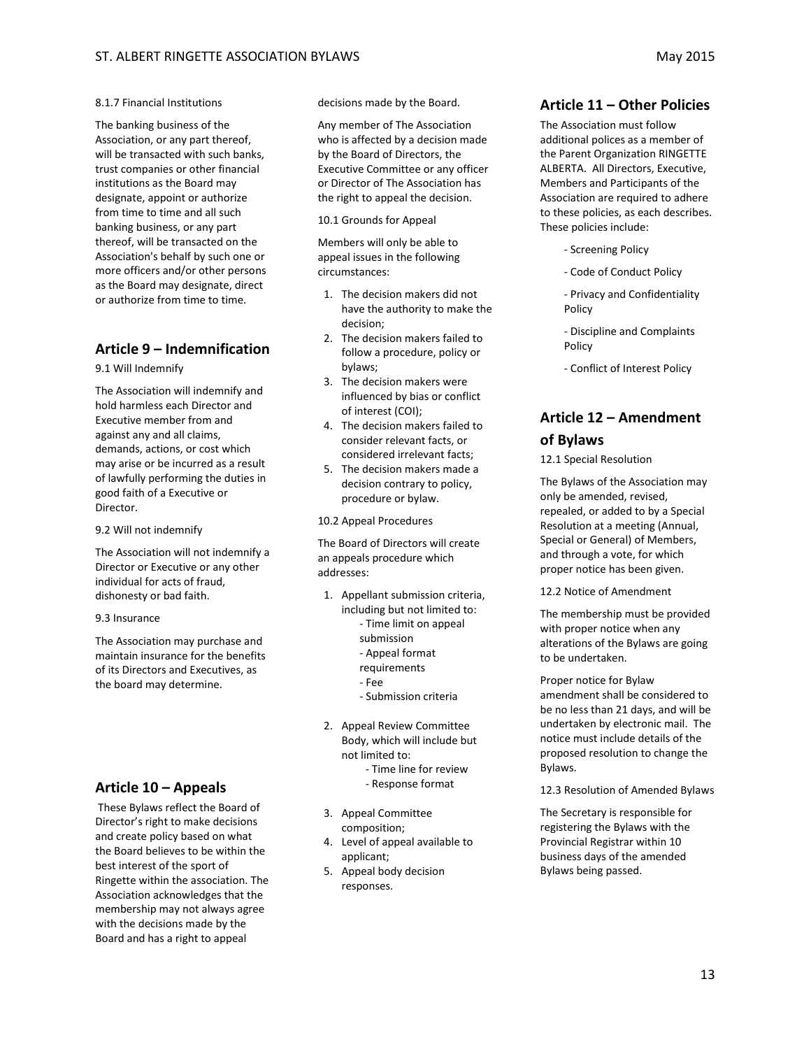8.1.7 Financial Institutions

The banking business of the Association, or any part thereof, will be transacted with such banks, trust companies or other financial institutions as the Board may designate, appoint or authorize from time to time and all such banking business, or any part thereof, will be transacted on the Association's behalf by such one or more officers and/or other persons as the Board may designate, direct or authorize from time to time.

## Article 9 – Indemnification

9.1 Will Indemnify

The Association will indemnify and hold harmless each Director and Executive member from and against any and all claims, demands, actions, or cost which may arise or be incurred as a result of lawfully performing the duties in good faith of a Executive or Director.

9.2 Will not indemnify

The Association will not indemnify a Director or Executive or any other individual for acts of fraud, dishonesty or bad faith.

9.3 Insurance

The Association may purchase and maintain insurance for the benefits of its Directors and Executives, as the board may determine.

## Article 10 – Appeals

These Bylaws reflect the Board of Director's right to make decisions and create policy based on what the Board believes to be within the best interest of the sport of Ringette within the association. The Association acknowledges that the membership may not always agree with the decisions made by the Board and has a right to appeal decisions made by the Board.

Any member of The Association who is affected by a decision made by the Board of Directors, the Executive Committee or any officer or Director of The Association has the right to appeal the decision.

10.1 Grounds for Appeal

Members will only be able to appeal issues in the following circumstances:

1. The decision makers did not have the authority to make the decision;
2. The decision makers failed to follow a procedure, policy or bylaws;
3. The decision makers were influenced by bias or conflict of interest (COI);
4. The decision makers failed to consider relevant facts, or considered irrelevant facts;
5. The decision makers made a decision contrary to policy, procedure or bylaw.

10.2 Appeal Procedures

The Board of Directors will create an appeals procedure which addresses:

1. Appellant submission criteria, including but not limited to:
   - Time limit on appeal submission
   - Appeal format requirements
   - Fee
   - Submission criteria
2. Appeal Review Committee Body, which will include but not limited to:
   - Time line for review
   - Response format
3. Appeal Committee composition;
4. Level of appeal available to applicant;
5. Appeal body decision responses.

## Article 11 – Other Policies

The Association must follow additional polices as a member of the Parent Organization RINGETTE ALBERTA. All Directors, Executive, Members and Participants of the Association are required to adhere to these policies, as each describes. These policies include:

- Screening Policy
- Code of Conduct Policy
- Privacy and Confidentiality Policy
- Discipline and Complaints Policy
- Conflict of Interest Policy

## Article 12 – Amendment of Bylaws

12.1 Special Resolution

The Bylaws of the Association may only be amended, revised, repealed, or added to by a Special Resolution at a meeting (Annual, Special or General) of Members, and through a vote, for which proper notice has been given.

12.2 Notice of Amendment

The membership must be provided with proper notice when any alterations of the Bylaws are going to be undertaken.

Proper notice for Bylaw amendment shall be considered to be no less than 21 days, and will be undertaken by electronic mail. The notice must include details of the proposed resolution to change the Bylaws.

12.3 Resolution of Amended Bylaws

The Secretary is responsible for registering the Bylaws with the Provincial Registrar within 10 business days of the amended Bylaws being passed.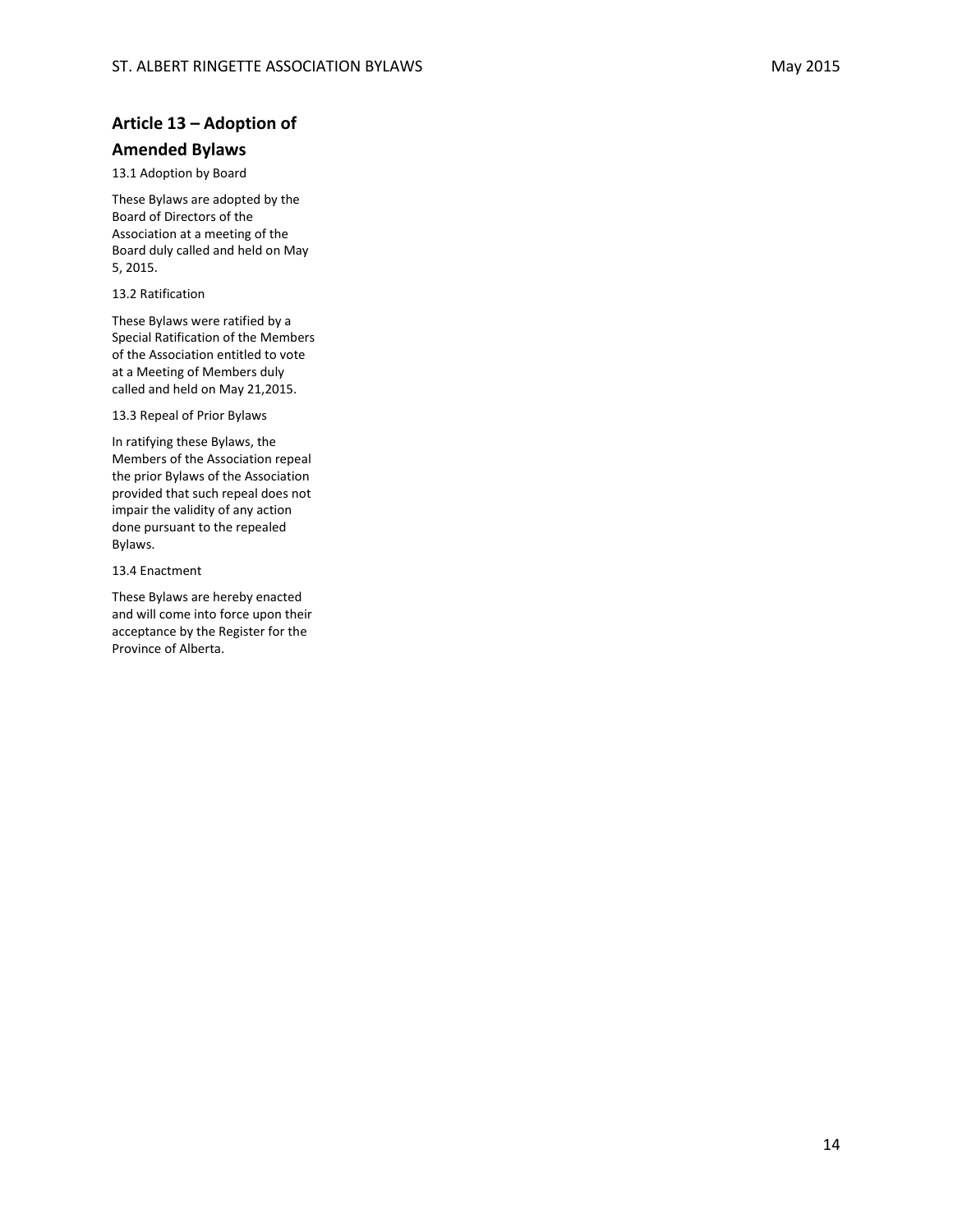## Article 13 – Adoption of Amended Bylaws

13.1 Adoption by Board

These Bylaws are adopted by the Board of Directors of the Association at a meeting of the Board duly called and held on May 5, 2015.

13.2 Ratification

These Bylaws were ratified by a Special Ratification of the Members of the Association entitled to vote at a Meeting of Members duly called and held on May 21,2015.

13.3 Repeal of Prior Bylaws

In ratifying these Bylaws, the Members of the Association repeal the prior Bylaws of the Association provided that such repeal does not impair the validity of any action done pursuant to the repealed Bylaws.

13.4 Enactment

These Bylaws are hereby enacted and will come into force upon their acceptance by the Register for the Province of Alberta.